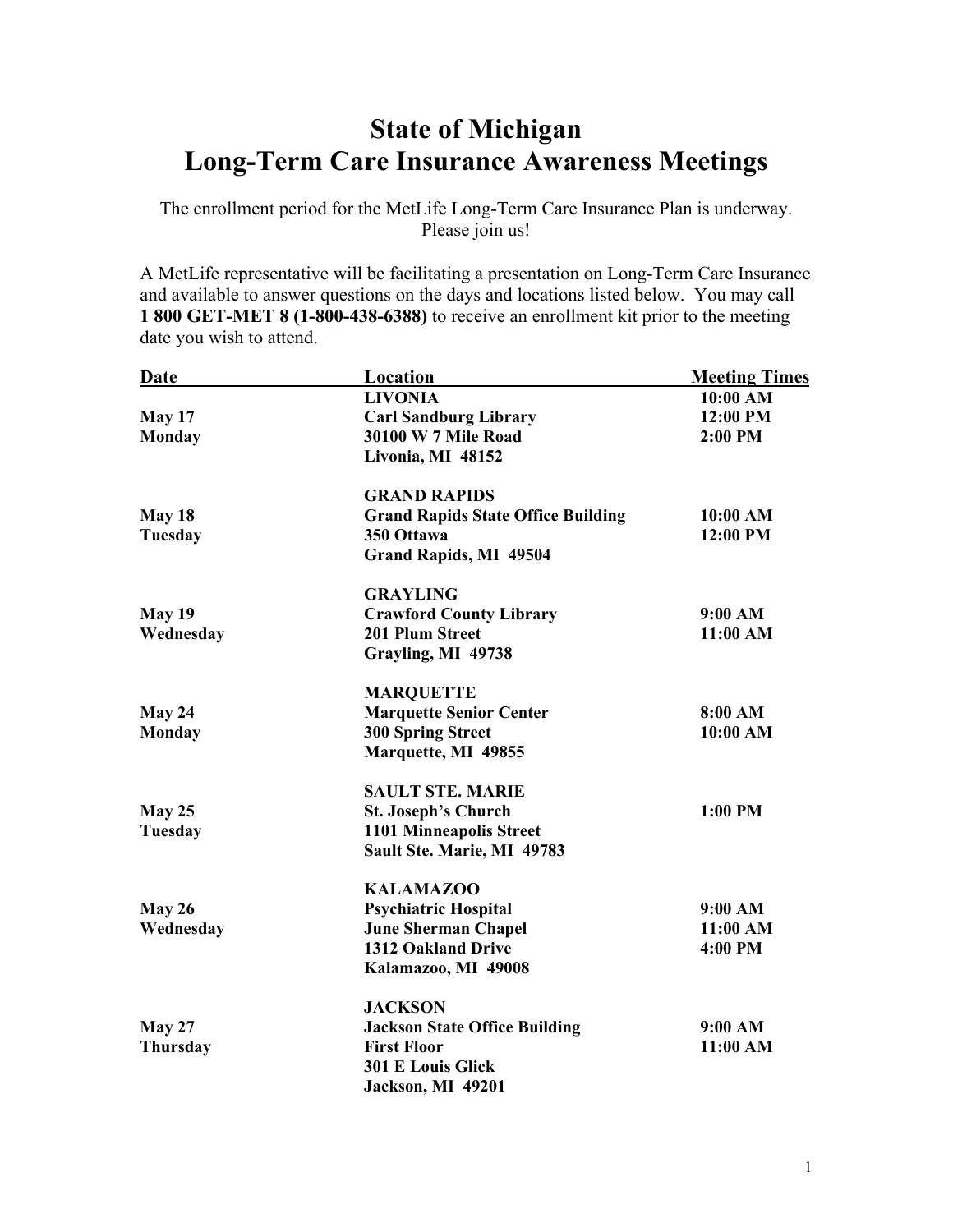# State of Michigan
# Long-Term Care Insurance Awareness Meetings

The enrollment period for the MetLife Long-Term Care Insurance Plan is underway. Please join us!

A MetLife representative will be facilitating a presentation on Long-Term Care Insurance and available to answer questions on the days and locations listed below. You may call **1 800 GET-MET 8 (1-800-438-6388)** to receive an enrollment kit prior to the meeting date you wish to attend.

| Date | Location | Meeting Times |
|---|---|---|
| **May 17 Monday** | **LIVONIA Carl Sandburg Library 30100 W 7 Mile Road Livonia, MI 48152** | **10:00 AM 12:00 PM 2:00 PM** |
| **May 18 Tuesday** | **GRAND RAPIDS Grand Rapids State Office Building 350 Ottawa Grand Rapids, MI 49504** | **10:00 AM 12:00 PM** |
| **May 19 Wednesday** | **GRAYLING Crawford County Library 201 Plum Street Grayling, MI 49738** | **9:00 AM 11:00 AM** |
| **May 24 Monday** | **MARQUETTE Marquette Senior Center 300 Spring Street Marquette, MI 49855** | **8:00 AM 10:00 AM** |
| **May 25 Tuesday** | **SAULT STE. MARIE St. Joseph's Church 1101 Minneapolis Street Sault Ste. Marie, MI 49783** | **1:00 PM** |
| **May 26 Wednesday** | **KALAMAZOO Psychiatric Hospital June Sherman Chapel 1312 Oakland Drive Kalamazoo, MI 49008** | **9:00 AM 11:00 AM 4:00 PM** |
| **May 27 Thursday** | **JACKSON Jackson State Office Building First Floor 301 E Louis Glick Jackson, MI 49201** | **9:00 AM 11:00 AM** |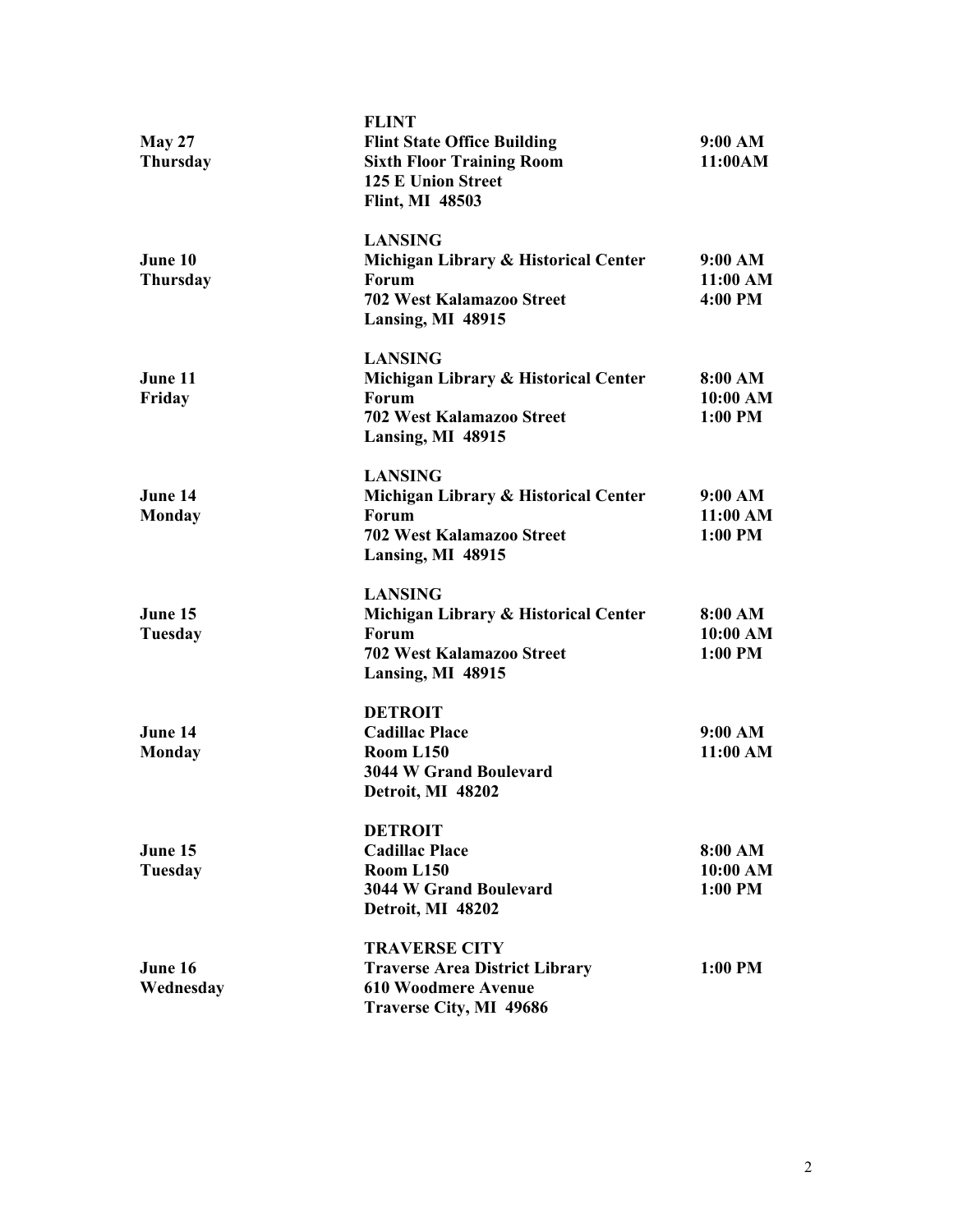| | | |
|---|---|---|
| **May 27**<br>**Thursday** | **FLINT**<br>**Flint State Office Building**<br>**Sixth Floor Training Room**<br>**125 E Union Street**<br>**Flint, MI 48503** | **9:00 AM**<br>**11:00AM** |
| **June 10**<br>**Thursday** | **LANSING**<br>**Michigan Library & Historical Center**<br>**Forum**<br>**702 West Kalamazoo Street**<br>**Lansing, MI 48915** | **9:00 AM**<br>**11:00 AM**<br>**4:00 PM** |
| **June 11**<br>**Friday** | **LANSING**<br>**Michigan Library & Historical Center**<br>**Forum**<br>**702 West Kalamazoo Street**<br>**Lansing, MI 48915** | **8:00 AM**<br>**10:00 AM**<br>**1:00 PM** |
| **June 14**<br>**Monday** | **LANSING**<br>**Michigan Library & Historical Center**<br>**Forum**<br>**702 West Kalamazoo Street**<br>**Lansing, MI 48915** | **9:00 AM**<br>**11:00 AM**<br>**1:00 PM** |
| **June 15**<br>**Tuesday** | **LANSING**<br>**Michigan Library & Historical Center**<br>**Forum**<br>**702 West Kalamazoo Street**<br>**Lansing, MI 48915** | **8:00 AM**<br>**10:00 AM**<br>**1:00 PM** |
| **June 14**<br>**Monday** | **DETROIT**<br>**Cadillac Place**<br>**Room L150**<br>**3044 W Grand Boulevard**<br>**Detroit, MI 48202** | **9:00 AM**<br>**11:00 AM** |
| **June 15**<br>**Tuesday** | **DETROIT**<br>**Cadillac Place**<br>**Room L150**<br>**3044 W Grand Boulevard**<br>**Detroit, MI 48202** | **8:00 AM**<br>**10:00 AM**<br>**1:00 PM** |
| **June 16**<br>**Wednesday** | **TRAVERSE CITY**<br>**Traverse Area District Library**<br>**610 Woodmere Avenue**<br>**Traverse City, MI 49686** | **1:00 PM** |